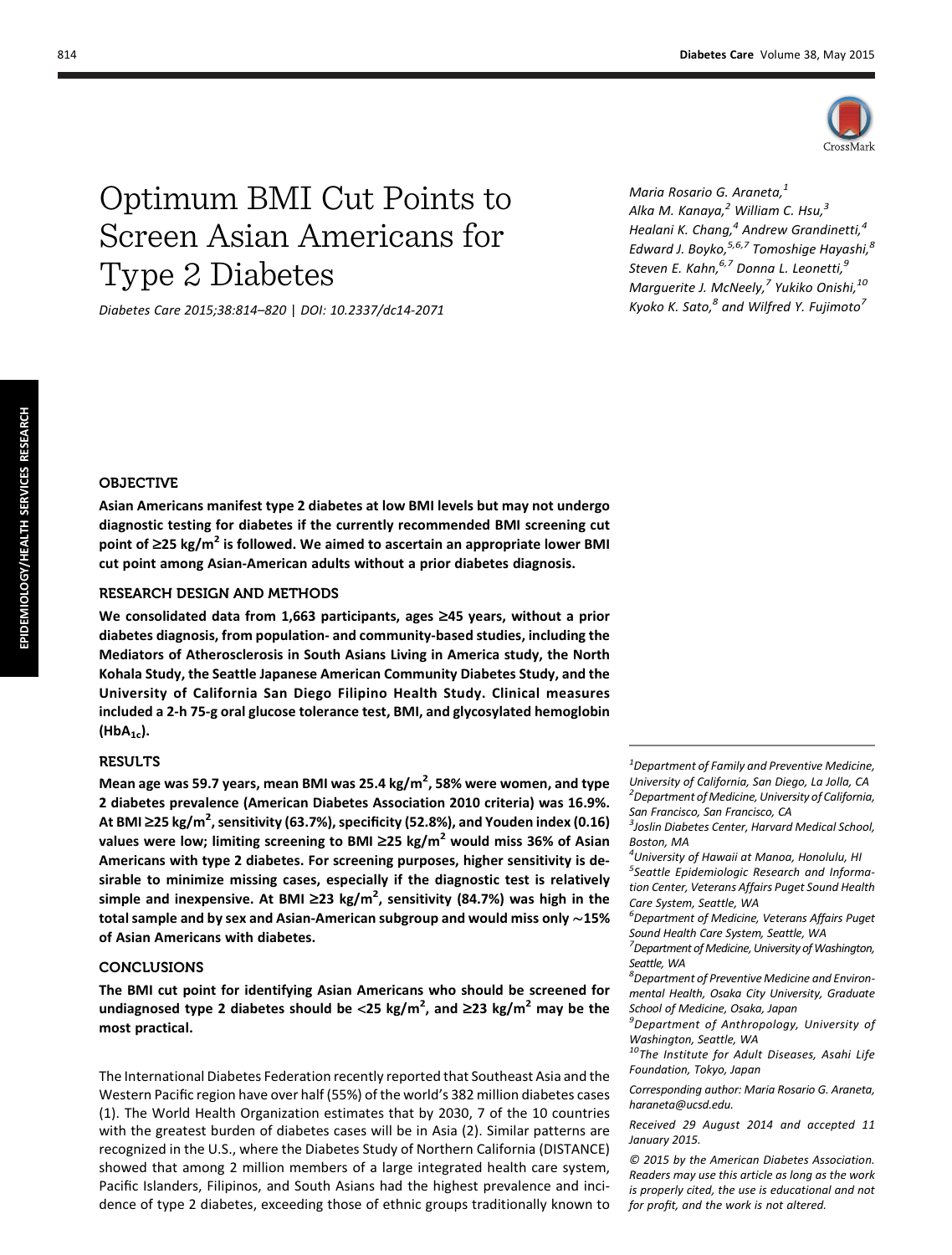# Optimum BMI Cut Points to Screen Asian Americans for Type 2 Diabetes

Diabetes Care 2015;38:814–820 | DOI: 10.2337/dc14-2071

*Maria Rosario G. Araneta,[1] Alka M. Kanaya,[2] William C. Hsu,[3] Healani K. Chang,[4] Andrew Grandinetti,[4] Edward J. Boyko,[5,6,7] Tomoshige Hayashi,[8] Steven E. Kahn,[6,7] Donna L. Leonetti,[9] Marguerite J. McNeely,[7] Yukiko Onishi,[10] Kyoko K. Sato,[8] and Wilfred Y. Fujimoto[7]*

## OBJECTIVE

**Asian Americans manifest type 2 diabetes at low BMI levels but may not undergo diagnostic testing for diabetes if the currently recommended BMI screening cut point of ≥25 kg/m$^2$ is followed. We aimed to ascertain an appropriate lower BMI cut point among Asian-American adults without a prior diabetes diagnosis.**

## RESEARCH DESIGN AND METHODS

**We consolidated data from 1,663 participants, ages ≥45 years, without a prior diabetes diagnosis, from population- and community-based studies, including the Mediators of Atherosclerosis in South Asians Living in America study, the North Kohala Study, the Seattle Japanese American Community Diabetes Study, and the University of California San Diego Filipino Health Study. Clinical measures included a 2-h 75-g oral glucose tolerance test, BMI, and glycosylated hemoglobin ($HbA_{1c}$).**

## RESULTS

**Mean age was 59.7 years, mean BMI was 25.4 kg/m$^2$, 58% were women, and type 2 diabetes prevalence (American Diabetes Association 2010 criteria) was 16.9%. At BMI ≥25 kg/m$^2$, sensitivity (63.7%), specificity (52.8%), and Youden index (0.16) values were low; limiting screening to BMI ≥25 kg/m$^2$ would miss 36% of Asian Americans with type 2 diabetes. For screening purposes, higher sensitivity is desirable to minimize missing cases, especially if the diagnostic test is relatively simple and inexpensive. At BMI ≥23 kg/m$^2$, sensitivity (84.7%) was high in the total sample and by sex and Asian-American subgroup and would miss only ∼15% of Asian Americans with diabetes.**

## CONCLUSIONS

**The BMI cut point for identifying Asian Americans who should be screened for undiagnosed type 2 diabetes should be <25 kg/m$^2$, and ≥23 kg/m$^2$ may be the most practical.**

The International Diabetes Federation recently reported that Southeast Asia and the Western Pacific region have over half (55%) of the world's 382 million diabetes cases (1). The World Health Organization estimates that by 2030, 7 of the 10 countries with the greatest burden of diabetes cases will be in Asia (2). Similar patterns are recognized in the U.S., where the Diabetes Study of Northern California (DISTANCE) showed that among 2 million members of a large integrated health care system, Pacific Islanders, Filipinos, and South Asians had the highest prevalence and incidence of type 2 diabetes, exceeding those of ethnic groups traditionally known to

---

[1]Department of Family and Preventive Medicine, University of California, San Diego, La Jolla, CA
[2]Department of Medicine, University of California, San Francisco, San Francisco, CA
[3]Joslin Diabetes Center, Harvard Medical School, Boston, MA
[4]University of Hawaii at Manoa, Honolulu, HI
[5]Seattle Epidemiologic Research and Information Center, Veterans Affairs Puget Sound Health Care System, Seattle, WA
[6]Department of Medicine, Veterans Affairs Puget Sound Health Care System, Seattle, WA
[7]Department of Medicine, University of Washington, Seattle, WA
[8]Department of Preventive Medicine and Environmental Health, Osaka City University, Graduate School of Medicine, Osaka, Japan
[9]Department of Anthropology, University of Washington, Seattle, WA
[10]The Institute for Adult Diseases, Asahi Life Foundation, Tokyo, Japan

Corresponding author: Maria Rosario G. Araneta, haraneta@ucsd.edu.

Received 29 August 2014 and accepted 11 January 2015.

© 2015 by the American Diabetes Association. Readers may use this article as long as the work is properly cited, the use is educational and not for profit, and the work is not altered.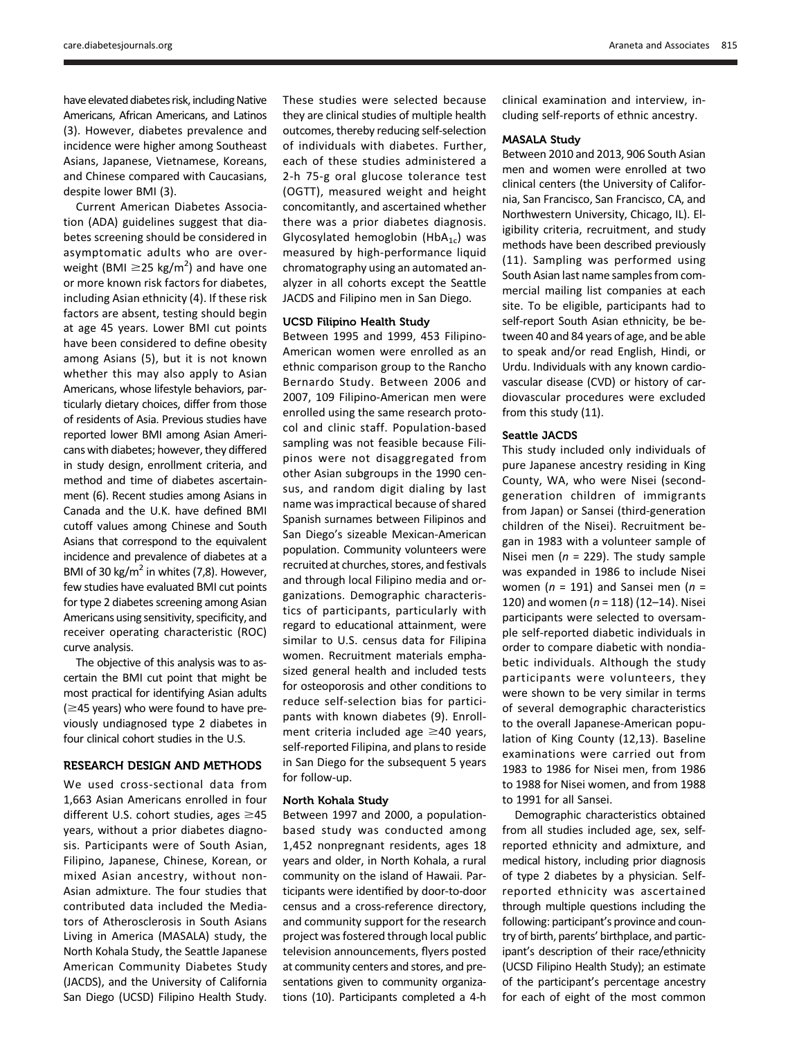have elevated diabetes risk, including Native Americans, African Americans, and Latinos (3). However, diabetes prevalence and incidence were higher among Southeast Asians, Japanese, Vietnamese, Koreans, and Chinese compared with Caucasians, despite lower BMI (3).

Current American Diabetes Association (ADA) guidelines suggest that diabetes screening should be considered in asymptomatic adults who are overweight (BMI $\geq$25 kg/m$^2$) and have one or more known risk factors for diabetes, including Asian ethnicity (4). If these risk factors are absent, testing should begin at age 45 years. Lower BMI cut points have been considered to define obesity among Asians (5), but it is not known whether this may also apply to Asian Americans, whose lifestyle behaviors, particularly dietary choices, differ from those of residents of Asia. Previous studies have reported lower BMI among Asian Americans with diabetes; however, they differed in study design, enrollment criteria, and method and time of diabetes ascertainment (6). Recent studies among Asians in Canada and the U.K. have defined BMI cutoff values among Chinese and South Asians that correspond to the equivalent incidence and prevalence of diabetes at a BMI of 30 kg/m$^2$ in whites (7,8). However, few studies have evaluated BMI cut points for type 2 diabetes screening among Asian Americans using sensitivity, specificity, and receiver operating characteristic (ROC) curve analysis.

The objective of this analysis was to ascertain the BMI cut point that might be most practical for identifying Asian adults ($\geq$45 years) who were found to have previously undiagnosed type 2 diabetes in four clinical cohort studies in the U.S.

## RESEARCH DESIGN AND METHODS

We used cross-sectional data from 1,663 Asian Americans enrolled in four different U.S. cohort studies, ages $\geq$45 years, without a prior diabetes diagnosis. Participants were of South Asian, Filipino, Japanese, Chinese, Korean, or mixed Asian ancestry, without non-Asian admixture. The four studies that contributed data included the Mediators of Atherosclerosis in South Asians Living in America (MASALA) study, the North Kohala Study, the Seattle Japanese American Community Diabetes Study (JACDS), and the University of California San Diego (UCSD) Filipino Health Study. These studies were selected because they are clinical studies of multiple health outcomes, thereby reducing self-selection of individuals with diabetes. Further, each of these studies administered a 2-h 75-g oral glucose tolerance test (OGTT), measured weight and height concomitantly, and ascertained whether there was a prior diabetes diagnosis. Glycosylated hemoglobin ($HbA_{1c}$) was measured by high-performance liquid chromatography using an automated analyzer in all cohorts except the Seattle JACDS and Filipino men in San Diego.

### UCSD Filipino Health Study

Between 1995 and 1999, 453 Filipino-American women were enrolled as an ethnic comparison group to the Rancho Bernardo Study. Between 2006 and 2007, 109 Filipino-American men were enrolled using the same research protocol and clinic staff. Population-based sampling was not feasible because Filipinos were not disaggregated from other Asian subgroups in the 1990 census, and random digit dialing by last name was impractical because of shared Spanish surnames between Filipinos and San Diego's sizeable Mexican-American population. Community volunteers were recruited at churches, stores, and festivals and through local Filipino media and organizations. Demographic characteristics of participants, particularly with regard to educational attainment, were similar to U.S. census data for Filipina women. Recruitment materials emphasized general health and included tests for osteoporosis and other conditions to reduce self-selection bias for participants with known diabetes (9). Enrollment criteria included age $\geq$40 years, self-reported Filipina, and plans to reside in San Diego for the subsequent 5 years for follow-up.

### North Kohala Study

Between 1997 and 2000, a population-based study was conducted among 1,452 nonpregnant residents, ages 18 years and older, in North Kohala, a rural community on the island of Hawaii. Participants were identified by door-to-door census and a cross-reference directory, and community support for the research project was fostered through local public television announcements, flyers posted at community centers and stores, and presentations given to community organizations (10). Participants completed a 4-h clinical examination and interview, including self-reports of ethnic ancestry.

### MASALA Study

Between 2010 and 2013, 906 South Asian men and women were enrolled at two clinical centers (the University of California, San Francisco, San Francisco, CA, and Northwestern University, Chicago, IL). Eligibility criteria, recruitment, and study methods have been described previously (11). Sampling was performed using South Asian last name samples from commercial mailing list companies at each site. To be eligible, participants had to self-report South Asian ethnicity, be between 40 and 84 years of age, and be able to speak and/or read English, Hindi, or Urdu. Individuals with any known cardiovascular disease (CVD) or history of cardiovascular procedures were excluded from this study (11).

### Seattle JACDS

This study included only individuals of pure Japanese ancestry residing in King County, WA, who were Nisei (second-generation children of immigrants from Japan) or Sansei (third-generation children of the Nisei). Recruitment began in 1983 with a volunteer sample of Nisei men ($n$ = 229). The study sample was expanded in 1986 to include Nisei women ($n$ = 191) and Sansei men ($n$ = 120) and women ($n$ = 118) (12–14). Nisei participants were selected to oversample self-reported diabetic individuals in order to compare diabetic with nondiabetic individuals. Although the study participants were volunteers, they were shown to be very similar in terms of several demographic characteristics to the overall Japanese-American population of King County (12,13). Baseline examinations were carried out from 1983 to 1986 for Nisei men, from 1986 to 1988 for Nisei women, and from 1988 to 1991 for all Sansei.

Demographic characteristics obtained from all studies included age, sex, self-reported ethnicity and admixture, and medical history, including prior diagnosis of type 2 diabetes by a physician. Self-reported ethnicity was ascertained through multiple questions including the following: participant's province and country of birth, parents' birthplace, and participant's description of their race/ethnicity (UCSD Filipino Health Study); an estimate of the participant's percentage ancestry for each of eight of the most common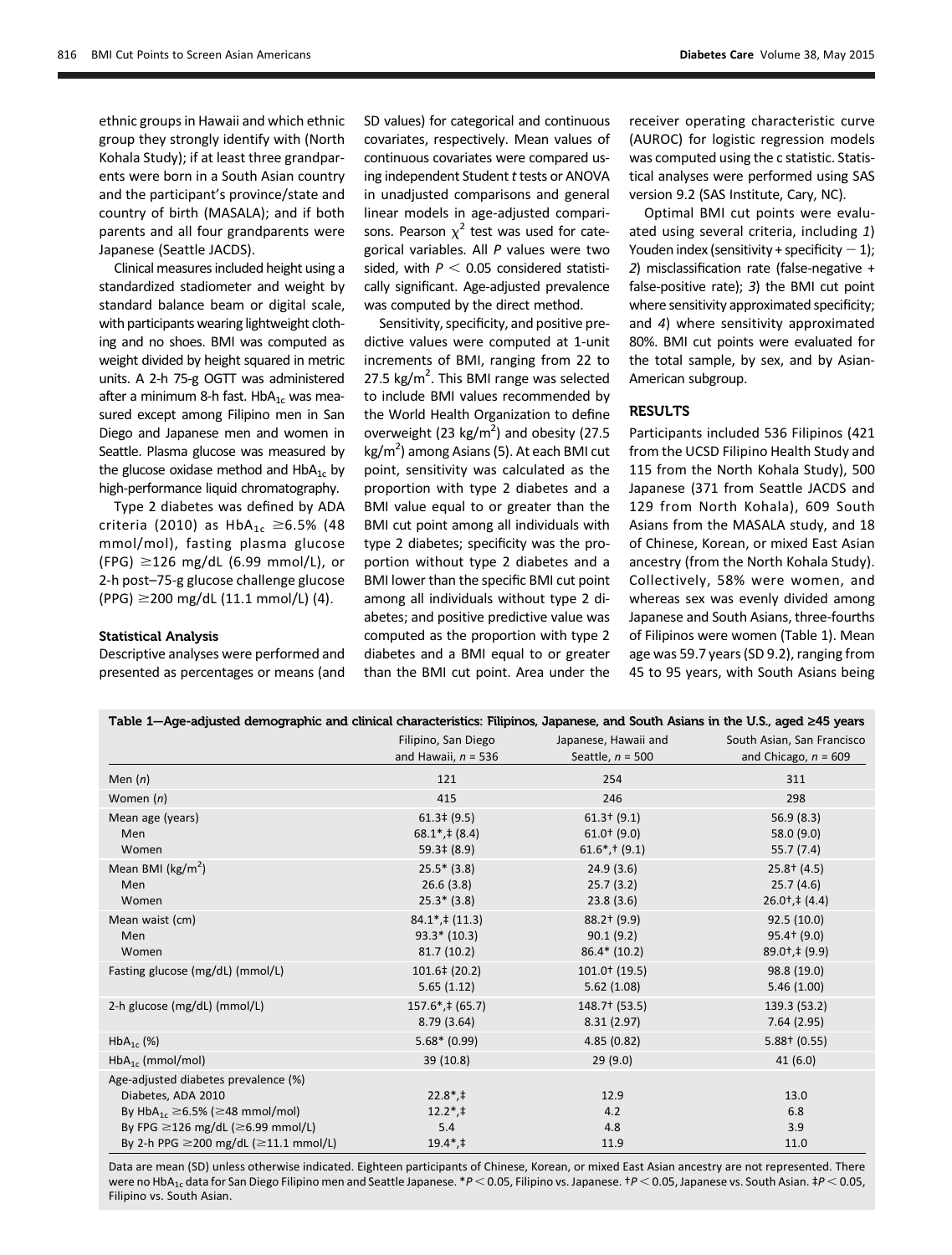ethnic groups in Hawaii and which ethnic group they strongly identify with (North Kohala Study); if at least three grandparents were born in a South Asian country and the participant's province/state and country of birth (MASALA); and if both parents and all four grandparents were Japanese (Seattle JACDS).

Clinical measures included height using a standardized stadiometer and weight by standard balance beam or digital scale, with participants wearing lightweight clothing and no shoes. BMI was computed as weight divided by height squared in metric units. A 2-h 75-g OGTT was administered after a minimum 8-h fast. $HbA_{1c}$ was measured except among Filipino men in San Diego and Japanese men and women in Seattle. Plasma glucose was measured by the glucose oxidase method and $HbA_{1c}$ by high-performance liquid chromatography.

Type 2 diabetes was defined by ADA criteria (2010) as $HbA_{1c}$ ≥6.5% (48 mmol/mol), fasting plasma glucose (FPG) ≥126 mg/dL (6.99 mmol/L), or 2-h post–75-g glucose challenge glucose (PPG) ≥200 mg/dL (11.1 mmol/L) (4).

### Statistical Analysis

Descriptive analyses were performed and presented as percentages or means (and SD values) for categorical and continuous covariates, respectively. Mean values of continuous covariates were compared using independent Student *t* tests or ANOVA in unadjusted comparisons and general linear models in age-adjusted comparisons. Pearson $\chi^2$ test was used for categorical variables. All *P* values were two sided, with $P < 0.05$ considered statistically significant. Age-adjusted prevalence was computed by the direct method.

Sensitivity, specificity, and positive predictive values were computed at 1-unit increments of BMI, ranging from 22 to 27.5 kg/m². This BMI range was selected to include BMI values recommended by the World Health Organization to define overweight (23 kg/m²) and obesity (27.5 kg/m²) among Asians (5). At each BMI cut point, sensitivity was calculated as the proportion with type 2 diabetes and a BMI value equal to or greater than the BMI cut point among all individuals with type 2 diabetes; specificity was the proportion without type 2 diabetes and a BMI lower than the specific BMI cut point among all individuals without type 2 diabetes; and positive predictive value was computed as the proportion with type 2 diabetes and a BMI equal to or greater than the BMI cut point. Area under the receiver operating characteristic curve (AUROC) for logistic regression models was computed using the c statistic. Statistical analyses were performed using SAS version 9.2 (SAS Institute, Cary, NC).

Optimal BMI cut points were evaluated using several criteria, including *1*) Youden index (sensitivity + specificity − 1); *2*) misclassification rate (false-negative + false-positive rate); *3*) the BMI cut point where sensitivity approximated specificity; and *4*) where sensitivity approximated 80%. BMI cut points were evaluated for the total sample, by sex, and by Asian-American subgroup.

## RESULTS

Participants included 536 Filipinos (421 from the UCSD Filipino Health Study and 115 from the North Kohala Study), 500 Japanese (371 from Seattle JACDS and 129 from North Kohala), 609 South Asians from the MASALA study, and 18 of Chinese, Korean, or mixed East Asian ancestry (from the North Kohala Study). Collectively, 58% were women, and whereas sex was evenly divided among Japanese and South Asians, three-fourths of Filipinos were women (Table 1). Mean age was 59.7 years (SD 9.2), ranging from 45 to 95 years, with South Asians being

**Table 1—Age-adjusted demographic and clinical characteristics: Filipinos, Japanese, and South Asians in the U.S., aged ≥45 years**

| | Filipino, San Diego and Hawaii, *n* = 536 | Japanese, Hawaii and Seattle, *n* = 500 | South Asian, San Francisco and Chicago, *n* = 609 |
|---|---|---|---|
| Men (*n*) | 121 | 254 | 311 |
| Women (*n*) | 415 | 246 | 298 |
| Mean age (years) | 61.3‡ (9.5) | 61.3† (9.1) | 56.9 (8.3) |
| Men | 68.1*,‡ (8.4) | 61.0† (9.0) | 58.0 (9.0) |
| Women | 59.3‡ (8.9) | 61.6*,† (9.1) | 55.7 (7.4) |
| Mean BMI (kg/m²) | 25.5* (3.8) | 24.9 (3.6) | 25.8† (4.5) |
| Men | 26.6 (3.8) | 25.7 (3.2) | 25.7 (4.6) |
| Women | 25.3* (3.8) | 23.8 (3.6) | 26.0†,‡ (4.4) |
| Mean waist (cm) | 84.1*,‡ (11.3) | 88.2† (9.9) | 92.5 (10.0) |
| Men | 93.3* (10.3) | 90.1 (9.2) | 95.4† (9.0) |
| Women | 81.7 (10.2) | 86.4* (10.2) | 89.0†,‡ (9.9) |
| Fasting glucose (mg/dL) (mmol/L) | 101.6‡ (20.2) | 101.0† (19.5) | 98.8 (19.0) |
| | 5.65 (1.12) | 5.62 (1.08) | 5.46 (1.00) |
| 2-h glucose (mg/dL) (mmol/L) | 157.6*,‡ (65.7) | 148.7† (53.5) | 139.3 (53.2) |
| | 8.79 (3.64) | 8.31 (2.97) | 7.64 (2.95) |
| $HbA_{1c}$ (%) | 5.68* (0.99) | 4.85 (0.82) | 5.88† (0.55) |
| $HbA_{1c}$ (mmol/mol) | 39 (10.8) | 29 (9.0) | 41 (6.0) |
| Age-adjusted diabetes prevalence (%) | | | |
| Diabetes, ADA 2010 | 22.8*,‡ | 12.9 | 13.0 |
| By $HbA_{1c}$ ≥6.5% (≥48 mmol/mol) | 12.2*,‡ | 4.2 | 6.8 |
| By FPG ≥126 mg/dL (≥6.99 mmol/L) | 5.4 | 4.8 | 3.9 |
| By 2-h PPG ≥200 mg/dL (≥11.1 mmol/L) | 19.4*,‡ | 11.9 | 11.0 |

Data are mean (SD) unless otherwise indicated. Eighteen participants of Chinese, Korean, or mixed East Asian ancestry are not represented. There were no $HbA_{1c}$ data for San Diego Filipino men and Seattle Japanese. *$P < 0.05$, Filipino vs. Japanese. †$P < 0.05$, Japanese vs. South Asian. ‡$P < 0.05$, Filipino vs. South Asian.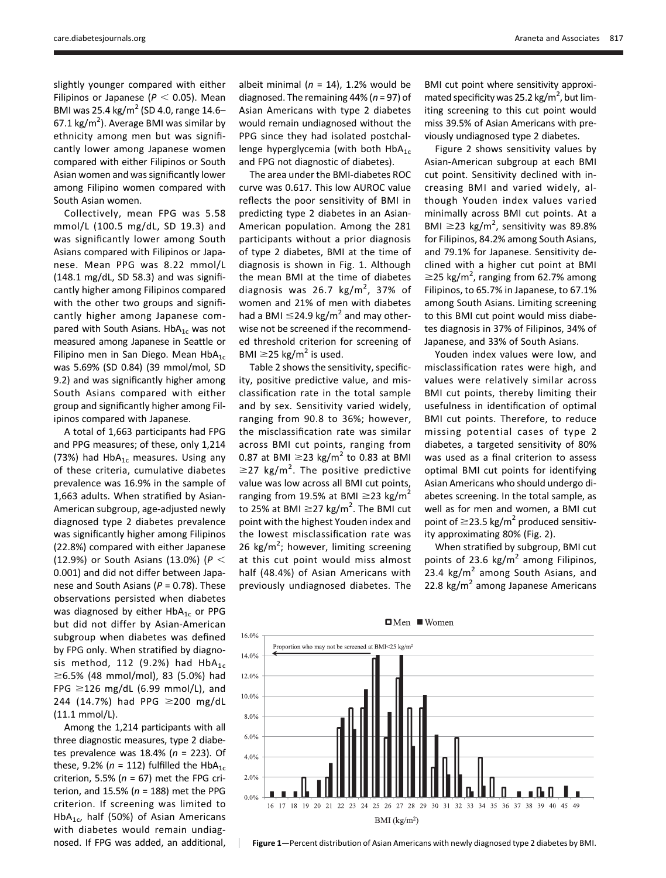slightly younger compared with either Filipinos or Japanese ($P < 0.05$). Mean BMI was 25.4 kg/m$^2$ (SD 4.0, range 14.6–67.1 kg/m$^2$). Average BMI was similar by ethnicity among men but was significantly lower among Japanese women compared with either Filipinos or South Asian women and was significantly lower among Filipino women compared with South Asian women.

Collectively, mean FPG was 5.58 mmol/L (100.5 mg/dL, SD 19.3) and was significantly lower among South Asians compared with Filipinos or Japanese. Mean PPG was 8.22 mmol/L (148.1 mg/dL, SD 58.3) and was significantly higher among Filipinos compared with the other two groups and significantly higher among Japanese compared with South Asians. $HbA_{1c}$ was not measured among Japanese in Seattle or Filipino men in San Diego. Mean $HbA_{1c}$ was 5.69% (SD 0.84) (39 mmol/mol, SD 9.2) and was significantly higher among South Asians compared with either group and significantly higher among Filipinos compared with Japanese.

A total of 1,663 participants had FPG and PPG measures; of these, only 1,214 (73%) had $HbA_{1c}$ measures. Using any of these criteria, cumulative diabetes prevalence was 16.9% in the sample of 1,663 adults. When stratified by Asian-American subgroup, age-adjusted newly diagnosed type 2 diabetes prevalence was significantly higher among Filipinos (22.8%) compared with either Japanese (12.9%) or South Asians (13.0%) ($P < 0.001$) and did not differ between Japanese and South Asians ($P = 0.78$). These observations persisted when diabetes was diagnosed by either $HbA_{1c}$ or PPG but did not differ by Asian-American subgroup when diabetes was defined by FPG only. When stratified by diagnosis method, 112 (9.2%) had $HbA_{1c}$ $\geq$6.5% (48 mmol/mol), 83 (5.0%) had FPG $\geq$126 mg/dL (6.99 mmol/L), and 244 (14.7%) had PPG $\geq$200 mg/dL (11.1 mmol/L).

Among the 1,214 participants with all three diagnostic measures, type 2 diabetes prevalence was 18.4% ($n = 223$). Of these, 9.2% ($n = 112$) fulfilled the $HbA_{1c}$ criterion, 5.5% ($n = 67$) met the FPG criterion, and 15.5% ($n = 188$) met the PPG criterion. If screening was limited to $HbA_{1c}$, half (50%) of Asian Americans with diabetes would remain undiagnosed. If FPG was added, an additional, albeit minimal ($n = 14$), 1.2% would be diagnosed. The remaining 44% ($n = 97$) of Asian Americans with type 2 diabetes would remain undiagnosed without the PPG since they had isolated postchallenge hyperglycemia (with both $HbA_{1c}$ and FPG not diagnostic of diabetes).

The area under the BMI-diabetes ROC curve was 0.617. This low AUROC value reflects the poor sensitivity of BMI in predicting type 2 diabetes in an Asian-American population. Among the 281 participants without a prior diagnosis of type 2 diabetes, BMI at the time of diagnosis is shown in Fig. 1. Although the mean BMI at the time of diabetes diagnosis was 26.7 kg/m$^2$, 37% of women and 21% of men with diabetes had a BMI $\leq$24.9 kg/m$^2$ and may otherwise not be screened if the recommended threshold criterion for screening of BMI $\geq$25 kg/m$^2$ is used.

Table 2 shows the sensitivity, specificity, positive predictive value, and misclassification rate in the total sample and by sex. Sensitivity varied widely, ranging from 90.8 to 36%; however, the misclassification rate was similar across BMI cut points, ranging from 0.87 at BMI $\geq$23 kg/m$^2$ to 0.83 at BMI $\geq$27 kg/m$^2$. The positive predictive value was low across all BMI cut points, ranging from 19.5% at BMI $\geq$23 kg/m$^2$ to 25% at BMI $\geq$27 kg/m$^2$. The BMI cut point with the highest Youden index and the lowest misclassification rate was 26 kg/m$^2$; however, limiting screening at this cut point would miss almost half (48.4%) of Asian Americans with previously undiagnosed diabetes. The BMI cut point where sensitivity approximated specificity was 25.2 kg/m$^2$, but limiting screening to this cut point would miss 39.5% of Asian Americans with previously undiagnosed type 2 diabetes.

Figure 2 shows sensitivity values by Asian-American subgroup at each BMI cut point. Sensitivity declined with increasing BMI and varied widely, although Youden index values varied minimally across BMI cut points. At a BMI $\geq$23 kg/m$^2$, sensitivity was 89.8% for Filipinos, 84.2% among South Asians, and 79.1% for Japanese. Sensitivity declined with a higher cut point at BMI $\geq$25 kg/m$^2$, ranging from 62.7% among Filipinos, to 65.7% in Japanese, to 67.1% among South Asians. Limiting screening to this BMI cut point would miss diabetes diagnosis in 37% of Filipinos, 34% of Japanese, and 33% of South Asians.

Youden index values were low, and misclassification rates were high, and values were relatively similar across BMI cut points, thereby limiting their usefulness in identification of optimal BMI cut points. Therefore, to reduce missing potential cases of type 2 diabetes, a targeted sensitivity of 80% was used as a final criterion to assess optimal BMI cut points for identifying Asian Americans who should undergo diabetes screening. In the total sample, as well as for men and women, a BMI cut point of $\geq$23.5 kg/m$^2$ produced sensitivity approximating 80% (Fig. 2).

When stratified by subgroup, BMI cut points of 23.6 kg/m$^2$ among Filipinos, 23.4 kg/m$^2$ among South Asians, and 22.8 kg/m$^2$ among Japanese Americans

**Figure 1**—Percent distribution of Asian Americans with newly diagnosed type 2 diabetes by BMI.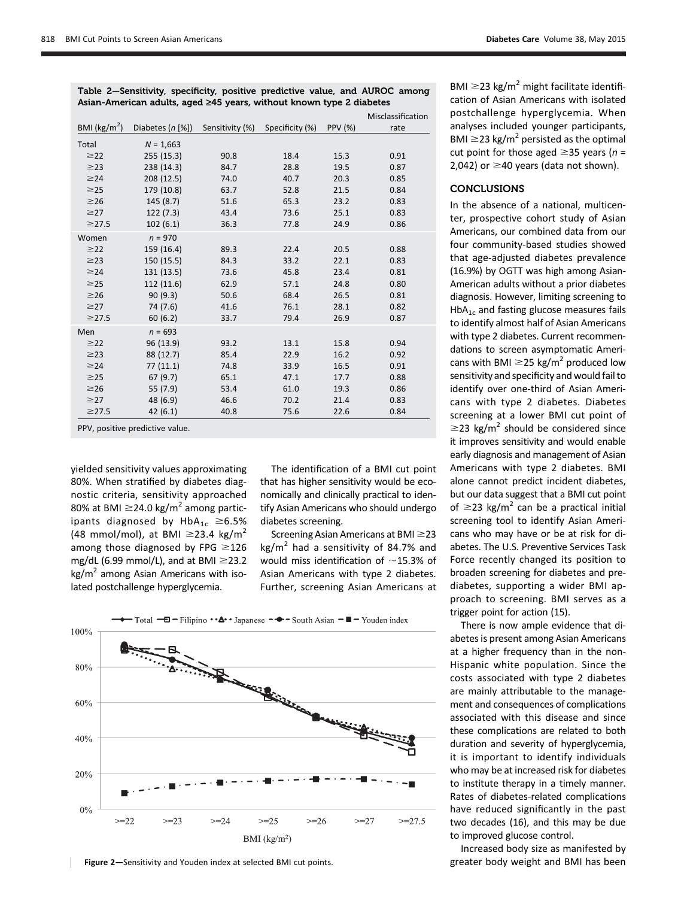Table 2—Sensitivity, specificity, positive predictive value, and AUROC among Asian-American adults, aged ≥45 years, without known type 2 diabetes

| BMI (kg/m$^2$) | Diabetes (*n* [%]) | Sensitivity (%) | Specificity (%) | PPV (%) | Misclassification rate |
|---|---|---|---|---|---|
| Total | *N* = 1,663 | | | | |
| ≥22 | 255 (15.3) | 90.8 | 18.4 | 15.3 | 0.91 |
| ≥23 | 238 (14.3) | 84.7 | 28.8 | 19.5 | 0.87 |
| ≥24 | 208 (12.5) | 74.0 | 40.7 | 20.3 | 0.85 |
| ≥25 | 179 (10.8) | 63.7 | 52.8 | 21.5 | 0.84 |
| ≥26 | 145 (8.7) | 51.6 | 65.3 | 23.2 | 0.83 |
| ≥27 | 122 (7.3) | 43.4 | 73.6 | 25.1 | 0.83 |
| ≥27.5 | 102 (6.1) | 36.3 | 77.8 | 24.9 | 0.86 |
| Women | *n* = 970 | | | | |
| ≥22 | 159 (16.4) | 89.3 | 22.4 | 20.5 | 0.88 |
| ≥23 | 150 (15.5) | 84.3 | 33.2 | 22.1 | 0.83 |
| ≥24 | 131 (13.5) | 73.6 | 45.8 | 23.4 | 0.81 |
| ≥25 | 112 (11.6) | 62.9 | 57.1 | 24.8 | 0.80 |
| ≥26 | 90 (9.3) | 50.6 | 68.4 | 26.5 | 0.81 |
| ≥27 | 74 (7.6) | 41.6 | 76.1 | 28.1 | 0.82 |
| ≥27.5 | 60 (6.2) | 33.7 | 79.4 | 26.9 | 0.87 |
| Men | *n* = 693 | | | | |
| ≥22 | 96 (13.9) | 93.2 | 13.1 | 15.8 | 0.94 |
| ≥23 | 88 (12.7) | 85.4 | 22.9 | 16.2 | 0.92 |
| ≥24 | 77 (11.1) | 74.8 | 33.9 | 16.5 | 0.91 |
| ≥25 | 67 (9.7) | 65.1 | 47.1 | 17.7 | 0.88 |
| ≥26 | 55 (7.9) | 53.4 | 61.0 | 19.3 | 0.86 |
| ≥27 | 48 (6.9) | 46.6 | 70.2 | 21.4 | 0.83 |
| ≥27.5 | 42 (6.1) | 40.8 | 75.6 | 22.6 | 0.84 |

PPV, positive predictive value.

yielded sensitivity values approximating 80%. When stratified by diabetes diagnostic criteria, sensitivity approached 80% at BMI ≥24.0 kg/m$^2$ among participants diagnosed by $HbA_{1c}$ ≥6.5% (48 mmol/mol), at BMI ≥23.4 kg/m$^2$ among those diagnosed by FPG ≥126 mg/dL (6.99 mmol/L), and at BMI ≥23.2 kg/m$^2$ among Asian Americans with isolated postchallenge hyperglycemia.

The identification of a BMI cut point that has higher sensitivity would be economically and clinically practical to identify Asian Americans who should undergo diabetes screening.

Screening Asian Americans at BMI ≥23 kg/m$^2$ had a sensitivity of 84.7% and would miss identification of ~15.3% of Asian Americans with type 2 diabetes. Further, screening Asian Americans at BMI ≥23 kg/m$^2$ might facilitate identification of Asian Americans with isolated postchallenge hyperglycemia. When analyses included younger participants, BMI ≥23 kg/m$^2$ persisted as the optimal cut point for those aged ≥35 years (*n* = 2,042) or ≥40 years (data not shown).

Figure 2—Sensitivity and Youden index at selected BMI cut points.

## CONCLUSIONS

In the absence of a national, multicenter, prospective cohort study of Asian Americans, our combined data from our four community-based studies showed that age-adjusted diabetes prevalence (16.9%) by OGTT was high among Asian-American adults without a prior diabetes diagnosis. However, limiting screening to $HbA_{1c}$ and fasting glucose measures fails to identify almost half of Asian Americans with type 2 diabetes. Current recommendations to screen asymptomatic Americans with BMI ≥25 kg/m$^2$ produced low sensitivity and specificity and would fail to identify over one-third of Asian Americans with type 2 diabetes. Diabetes screening at a lower BMI cut point of ≥23 kg/m$^2$ should be considered since it improves sensitivity and would enable early diagnosis and management of Asian Americans with type 2 diabetes. BMI alone cannot predict incident diabetes, but our data suggest that a BMI cut point of ≥23 kg/m$^2$ can be a practical initial screening tool to identify Asian Americans who may have or be at risk for diabetes. The U.S. Preventive Services Task Force recently changed its position to broaden screening for diabetes and prediabetes, supporting a wider BMI approach to screening. BMI serves as a trigger point for action (15).

There is now ample evidence that diabetes is present among Asian Americans at a higher frequency than in the non-Hispanic white population. Since the costs associated with type 2 diabetes are mainly attributable to the management and consequences of complications associated with this disease and since these complications are related to both duration and severity of hyperglycemia, it is important to identify individuals who may be at increased risk for diabetes to institute therapy in a timely manner. Rates of diabetes-related complications have reduced significantly in the past two decades (16), and this may be due to improved glucose control.

Increased body size as manifested by greater body weight and BMI has been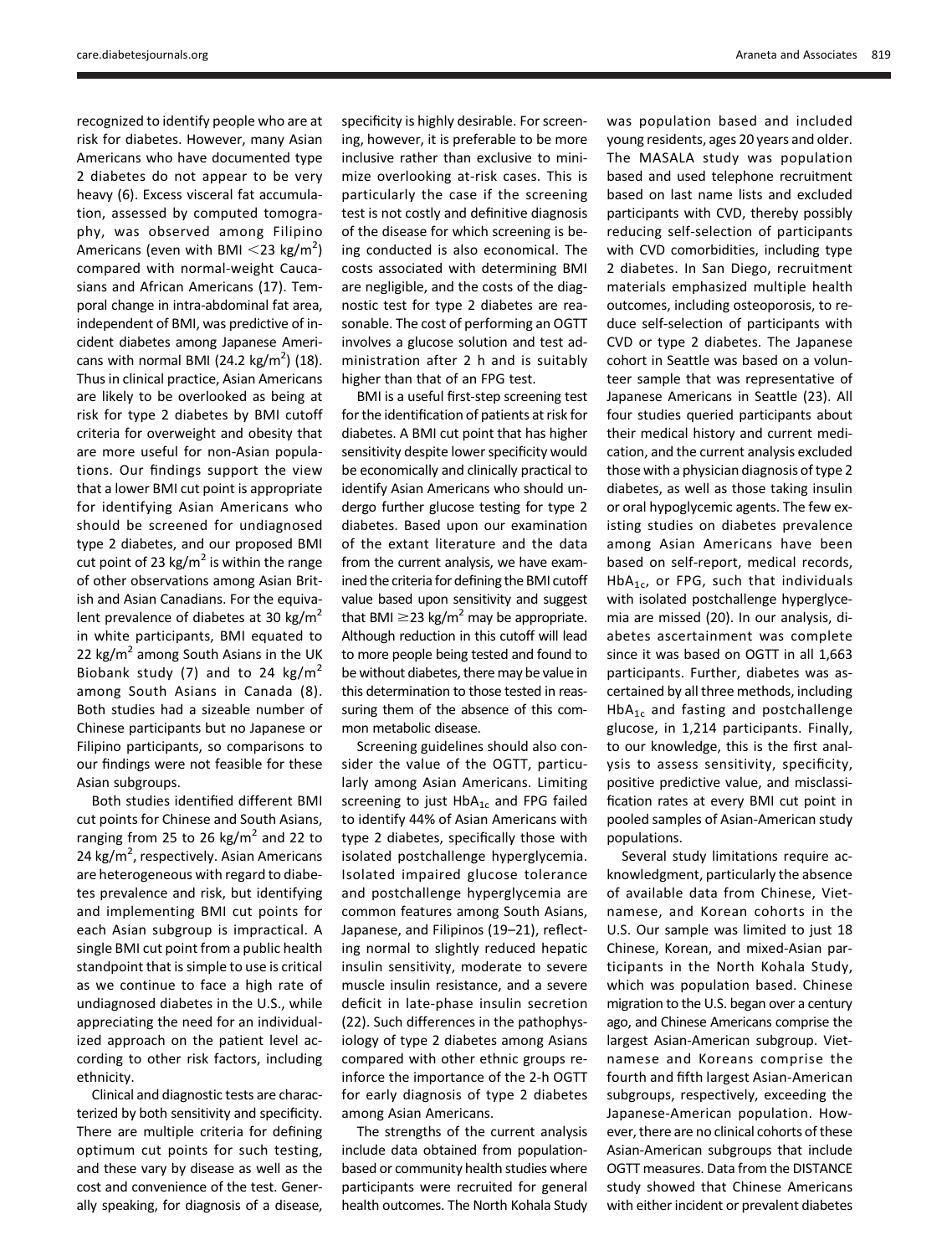recognized to identify people who are at risk for diabetes. However, many Asian Americans who have documented type 2 diabetes do not appear to be very heavy (6). Excess visceral fat accumulation, assessed by computed tomography, was observed among Filipino Americans (even with BMI $<$23 kg/m$^2$) compared with normal-weight Caucasians and African Americans (17). Temporal change in intra-abdominal fat area, independent of BMI, was predictive of incident diabetes among Japanese Americans with normal BMI (24.2 kg/m$^2$) (18). Thus in clinical practice, Asian Americans are likely to be overlooked as being at risk for type 2 diabetes by BMI cutoff criteria for overweight and obesity that are more useful for non-Asian populations. Our findings support the view that a lower BMI cut point is appropriate for identifying Asian Americans who should be screened for undiagnosed type 2 diabetes, and our proposed BMI cut point of 23 kg/m$^2$ is within the range of other observations among Asian British and Asian Canadians. For the equivalent prevalence of diabetes at 30 kg/m$^2$ in white participants, BMI equated to 22 kg/m$^2$ among South Asians in the UK Biobank study (7) and to 24 kg/m$^2$ among South Asians in Canada (8). Both studies had a sizeable number of Chinese participants but no Japanese or Filipino participants, so comparisons to our findings were not feasible for these Asian subgroups.

Both studies identified different BMI cut points for Chinese and South Asians, ranging from 25 to 26 kg/m$^2$ and 22 to 24 kg/m$^2$, respectively. Asian Americans are heterogeneous with regard to diabetes prevalence and risk, but identifying and implementing BMI cut points for each Asian subgroup is impractical. A single BMI cut point from a public health standpoint that is simple to use is critical as we continue to face a high rate of undiagnosed diabetes in the U.S., while appreciating the need for an individualized approach on the patient level according to other risk factors, including ethnicity.

Clinical and diagnostic tests are characterized by both sensitivity and specificity. There are multiple criteria for defining optimum cut points for such testing, and these vary by disease as well as the cost and convenience of the test. Generally speaking, for diagnosis of a disease, specificity is highly desirable. For screening, however, it is preferable to be more inclusive rather than exclusive to minimize overlooking at-risk cases. This is particularly the case if the screening test is not costly and definitive diagnosis of the disease for which screening is being conducted is also economical. The costs associated with determining BMI are negligible, and the costs of the diagnostic test for type 2 diabetes are reasonable. The cost of performing an OGTT involves a glucose solution and test administration after 2 h and is suitably higher than that of an FPG test.

BMI is a useful first-step screening test for the identification of patients at risk for diabetes. A BMI cut point that has higher sensitivity despite lower specificity would be economically and clinically practical to identify Asian Americans who should undergo further glucose testing for type 2 diabetes. Based upon our examination of the extant literature and the data from the current analysis, we have examined the criteria for defining the BMI cutoff value based upon sensitivity and suggest that BMI $\geq$23 kg/m$^2$ may be appropriate. Although reduction in this cutoff will lead to more people being tested and found to be without diabetes, there may be value in this determination to those tested in reassuring them of the absence of this common metabolic disease.

Screening guidelines should also consider the value of the OGTT, particularly among Asian Americans. Limiting screening to just $HbA_{1c}$ and FPG failed to identify 44% of Asian Americans with type 2 diabetes, specifically those with isolated postchallenge hyperglycemia. Isolated impaired glucose tolerance and postchallenge hyperglycemia are common features among South Asians, Japanese, and Filipinos (19–21), reflecting normal to slightly reduced hepatic insulin sensitivity, moderate to severe muscle insulin resistance, and a severe deficit in late-phase insulin secretion (22). Such differences in the pathophysiology of type 2 diabetes among Asians compared with other ethnic groups reinforce the importance of the 2-h OGTT for early diagnosis of type 2 diabetes among Asian Americans.

The strengths of the current analysis include data obtained from population-based or community health studies where participants were recruited for general health outcomes. The North Kohala Study was population based and included young residents, ages 20 years and older. The MASALA study was population based and used telephone recruitment based on last name lists and excluded participants with CVD, thereby possibly reducing self-selection of participants with CVD comorbidities, including type 2 diabetes. In San Diego, recruitment materials emphasized multiple health outcomes, including osteoporosis, to reduce self-selection of participants with CVD or type 2 diabetes. The Japanese cohort in Seattle was based on a volunteer sample that was representative of Japanese Americans in Seattle (23). All four studies queried participants about their medical history and current medication, and the current analysis excluded those with a physician diagnosis of type 2 diabetes, as well as those taking insulin or oral hypoglycemic agents. The few existing studies on diabetes prevalence among Asian Americans have been based on self-report, medical records, $HbA_{1c}$, or FPG, such that individuals with isolated postchallenge hyperglycemia are missed (20). In our analysis, diabetes ascertainment was complete since it was based on OGTT in all 1,663 participants. Further, diabetes was ascertained by all three methods, including $HbA_{1c}$ and fasting and postchallenge glucose, in 1,214 participants. Finally, to our knowledge, this is the first analysis to assess sensitivity, specificity, positive predictive value, and misclassification rates at every BMI cut point in pooled samples of Asian-American study populations.

Several study limitations require acknowledgment, particularly the absence of available data from Chinese, Vietnamese, and Korean cohorts in the U.S. Our sample was limited to just 18 Chinese, Korean, and mixed-Asian participants in the North Kohala Study, which was population based. Chinese migration to the U.S. began over a century ago, and Chinese Americans comprise the largest Asian-American subgroup. Vietnamese and Koreans comprise the fourth and fifth largest Asian-American subgroups, respectively, exceeding the Japanese-American population. However, there are no clinical cohorts of these Asian-American subgroups that include OGTT measures. Data from the DISTANCE study showed that Chinese Americans with either incident or prevalent diabetes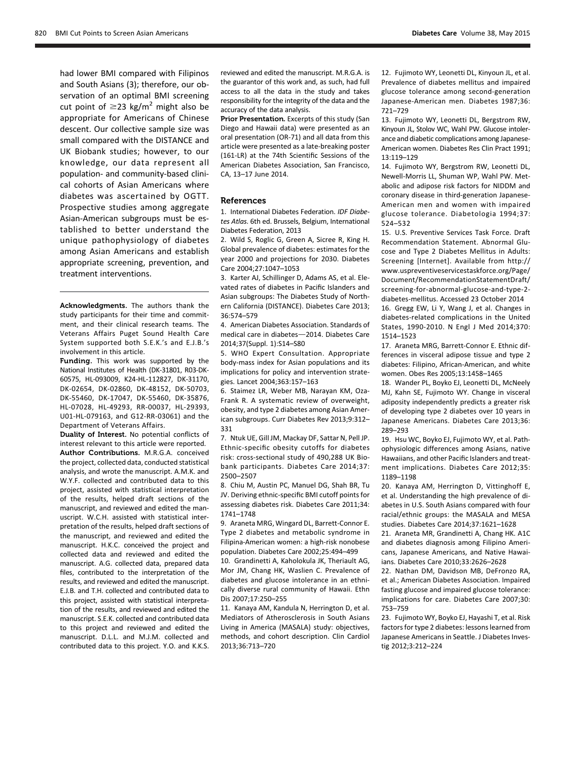had lower BMI compared with Filipinos and South Asians (3); therefore, our observation of an optimal BMI screening cut point of $\geq$23 kg/m$^2$ might also be appropriate for Americans of Chinese descent. Our collective sample size was small compared with the DISTANCE and UK Biobank studies; however, to our knowledge, our data represent all population- and community-based clinical cohorts of Asian Americans where diabetes was ascertained by OGTT. Prospective studies among aggregate Asian-American subgroups must be established to better understand the unique pathophysiology of diabetes among Asian Americans and establish appropriate screening, prevention, and treatment interventions.

---

**Acknowledgments.** The authors thank the study participants for their time and commitment, and their clinical research teams. The Veterans Affairs Puget Sound Health Care System supported both S.E.K.'s and E.J.B.'s involvement in this article.

**Funding.** This work was supported by the National Institutes of Health (DK-31801, R03-DK-60575, HL-093009, K24-HL-112827, DK-31170, DK-02654, DK-02860, DK-48152, DK-50703, DK-55460, DK-17047, DK-55460, DK-35876, HL-07028, HL-49293, RR-00037, HL-29393, U01-HL-079163, and G12-RR-03061) and the Department of Veterans Affairs.

**Duality of Interest.** No potential conflicts of interest relevant to this article were reported.

**Author Contributions.** M.R.G.A. conceived the project, collected data, conducted statistical analysis, and wrote the manuscript. A.M.K. and W.Y.F. collected and contributed data to this project, assisted with statistical interpretation of the results, helped draft sections of the manuscript, and reviewed and edited the manuscript. W.C.H. assisted with statistical interpretation of the results, helped draft sections of the manuscript, and reviewed and edited the manuscript. H.K.C. conceived the project and collected data and reviewed and edited the manuscript. A.G. collected data, prepared data files, contributed to the interpretation of the results, and reviewed and edited the manuscript. E.J.B. and T.H. collected and contributed data to this project, assisted with statistical interpretation of the results, and reviewed and edited the manuscript. S.E.K. collected and contributed data to this project and reviewed and edited the manuscript. D.L.L. and M.J.M. collected and contributed data to this project. Y.O. and K.K.S. reviewed and edited the manuscript. M.R.G.A. is the guarantor of this work and, as such, had full access to all the data in the study and takes responsibility for the integrity of the data and the accuracy of the data analysis.

**Prior Presentation.** Excerpts of this study (San Diego and Hawaii data) were presented as an oral presentation (OR-71) and all data from this article were presented as a late-breaking poster (161-LR) at the 74th Scientific Sessions of the American Diabetes Association, San Francisco, CA, 13–17 June 2014.

## References

1. International Diabetes Federation. *IDF Diabetes Atlas*. 6th ed. Brussels, Belgium, International Diabetes Federation, 2013
2. Wild S, Roglic G, Green A, Sicree R, King H. Global prevalence of diabetes: estimates for the year 2000 and projections for 2030. Diabetes Care 2004;27:1047–1053
3. Karter AJ, Schillinger D, Adams AS, et al. Elevated rates of diabetes in Pacific Islanders and Asian subgroups: The Diabetes Study of Northern California (DISTANCE). Diabetes Care 2013; 36:574–579
4. American Diabetes Association. Standards of medical care in diabetes—2014. Diabetes Care 2014;37(Suppl. 1):S14–S80
5. WHO Expert Consultation. Appropriate body-mass index for Asian populations and its implications for policy and intervention strategies. Lancet 2004;363:157–163
6. Staimez LR, Weber MB, Narayan KM, Oza-Frank R. A systematic review of overweight, obesity, and type 2 diabetes among Asian American subgroups. Curr Diabetes Rev 2013;9:312–331
7. Ntuk UE, Gill JM, Mackay DF, Sattar N, Pell JP. Ethnic-specific obesity cutoffs for diabetes risk: cross-sectional study of 490,288 UK Biobank participants. Diabetes Care 2014;37: 2500–2507
8. Chiu M, Austin PC, Manuel DG, Shah BR, Tu JV. Deriving ethnic-specific BMI cutoff points for assessing diabetes risk. Diabetes Care 2011;34: 1741–1748
9. Araneta MRG, Wingard DL, Barrett-Connor E. Type 2 diabetes and metabolic syndrome in Filipina-American women: a high-risk nonobese population. Diabetes Care 2002;25:494–499
10. Grandinetti A, Kaholokula JK, Theriault AG, Mor JM, Chang HK, Waslien C. Prevalence of diabetes and glucose intolerance in an ethnically diverse rural community of Hawaii. Ethn Dis 2007;17:250–255
11. Kanaya AM, Kandula N, Herrington D, et al. Mediators of Atherosclerosis in South Asians Living in America (MASALA) study: objectives, methods, and cohort description. Clin Cardiol 2013;36:713–720
12. Fujimoto WY, Leonetti DL, Kinyoun JL, et al. Prevalence of diabetes mellitus and impaired glucose tolerance among second-generation Japanese-American men. Diabetes 1987;36: 721–729
13. Fujimoto WY, Leonetti DL, Bergstrom RW, Kinyoun JL, Stolov WC, Wahl PW. Glucose intolerance and diabetic complications among Japanese-American women. Diabetes Res Clin Pract 1991; 13:119–129
14. Fujimoto WY, Bergstrom RW, Leonetti DL, Newell-Morris LL, Shuman WP, Wahl PW. Metabolic and adipose risk factors for NIDDM and coronary disease in third-generation Japanese-American men and women with impaired glucose tolerance. Diabetologia 1994;37: 524–532
15. U.S. Preventive Services Task Force. Draft Recommendation Statement. Abnormal Glucose and Type 2 Diabetes Mellitus in Adults: Screening [Internet]. Available from http://www.uspreventiveservicestaskforce.org/Page/Document/RecommendationStatementDraft/screening-for-abnormal-glucose-and-type-2-diabetes-mellitus. Accessed 23 October 2014
16. Gregg EW, Li Y, Wang J, et al. Changes in diabetes-related complications in the United States, 1990-2010. N Engl J Med 2014;370: 1514–1523
17. Araneta MRG, Barrett-Connor E. Ethnic differences in visceral adipose tissue and type 2 diabetes: Filipino, African-American, and white women. Obes Res 2005;13:1458–1465
18. Wander PL, Boyko EJ, Leonetti DL, McNeely MJ, Kahn SE, Fujimoto WY. Change in visceral adiposity independently predicts a greater risk of developing type 2 diabetes over 10 years in Japanese Americans. Diabetes Care 2013;36: 289–293
19. Hsu WC, Boyko EJ, Fujimoto WY, et al. Pathophysiologic differences among Asians, native Hawaiians, and other Pacific Islanders and treatment implications. Diabetes Care 2012;35: 1189–1198
20. Kanaya AM, Herrington D, Vittinghoff E, et al. Understanding the high prevalence of diabetes in U.S. South Asians compared with four racial/ethnic groups: the MASALA and MESA studies. Diabetes Care 2014;37:1621–1628
21. Araneta MR, Grandinetti A, Chang HK. A1C and diabetes diagnosis among Filipino Americans, Japanese Americans, and Native Hawaiians. Diabetes Care 2010;33:2626–2628
22. Nathan DM, Davidson MB, DeFronzo RA, et al.; American Diabetes Association. Impaired fasting glucose and impaired glucose tolerance: implications for care. Diabetes Care 2007;30: 753–759
23. Fujimoto WY, Boyko EJ, Hayashi T, et al. Risk factors for type 2 diabetes: lessons learned from Japanese Americans in Seattle. J Diabetes Investig 2012;3:212–224